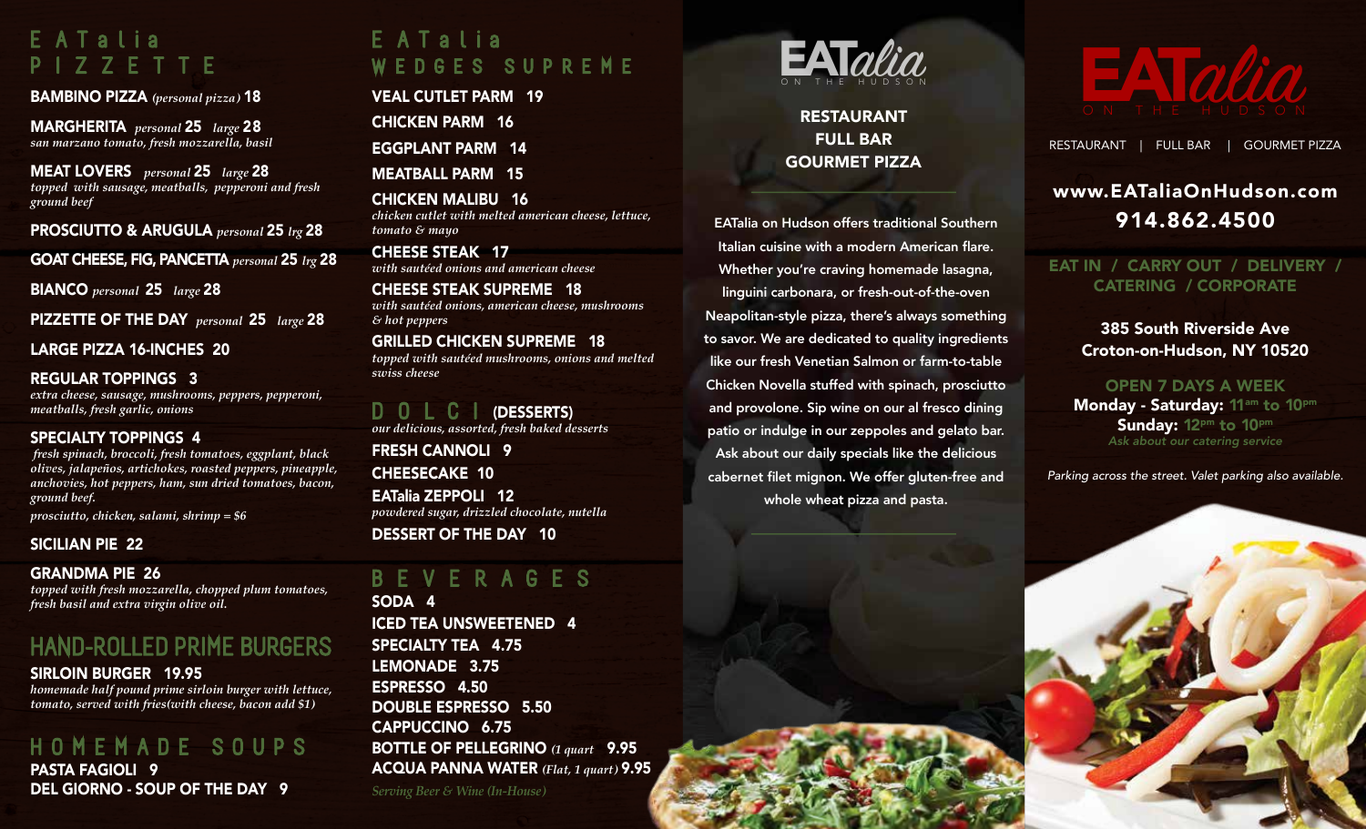## EATalia PIZZETTE

**BAMBINO PIZZA** *(personal pizza)* **18**

**MARGHERITA** *personal* **25** *large* **28**
*san marzano tomato, fresh mozzarella, basil*

**MEAT LOVERS** *personal* **25** *large* **28**
*topped with sausage, meatballs, pepperoni and fresh ground beef*

**PROSCIUTTO & ARUGULA** *personal* **25** *lrg* **28**

**GOAT CHEESE, FIG, PANCETTA** *personal* **25** *lrg* **28**

**BIANCO** *personal* **25** *large* **28**

**PIZZETTE OF THE DAY** *personal* **25** *large* **28**

**LARGE PIZZA 16-INCHES 20**

**REGULAR TOPPINGS 3**
*extra cheese, sausage, mushrooms, peppers, pepperoni, meatballs, fresh garlic, onions*

**SPECIALTY TOPPINGS 4**
*fresh spinach, broccoli, fresh tomatoes, eggplant, black olives, jalapeños, artichokes, roasted peppers, pineapple, anchovies, hot peppers, ham, sun dried tomatoes, bacon, ground beef.*
*prosciutto, chicken, salami, shrimp = $6*

**SICILIAN PIE 22**

**GRANDMA PIE 26**
*topped with fresh mozzarella, chopped plum tomatoes, fresh basil and extra virgin olive oil.*

## HAND-ROLLED PRIME BURGERS

**SIRLOIN BURGER 19.95**
*homemade half pound prime sirloin burger with lettuce, tomato, served with fries(with cheese, bacon add $1)*

## HOMEMADE SOUPS

**PASTA FAGIOLI 9**

**DEL GIORNO - SOUP OF THE DAY 9**

## EATalia WEDGES SUPREME

**VEAL CUTLET PARM 19**

**CHICKEN PARM 16**

**EGGPLANT PARM 14**

**MEATBALL PARM 15**

**CHICKEN MALIBU 16**
*chicken cutlet with melted american cheese, lettuce, tomato & mayo*

**CHEESE STEAK 17**
*with sautéed onions and american cheese*

**CHEESE STEAK SUPREME 18**
*with sautéed onions, american cheese, mushrooms & hot peppers*

**GRILLED CHICKEN SUPREME 18**
*topped with sautéed mushrooms, onions and melted swiss cheese*

## DOLCI (DESSERTS)

*our delicious, assorted, fresh baked desserts*

**FRESH CANNOLI 9**

**CHEESECAKE 10**

**EATalia ZEPPOLI 12**
*powdered sugar, drizzled chocolate, nutella*

**DESSERT OF THE DAY 10**

## BEVERAGES

**SODA 4**

**ICED TEA UNSWEETENED 4**

**SPECIALTY TEA 4.75**

**LEMONADE 3.75**

**ESPRESSO 4.50**

**DOUBLE ESPRESSO 5.50**

**CAPPUCCINO 6.75**

**BOTTLE OF PELLEGRINO** *(1 quart* **9.95**

**ACQUA PANNA WATER** *(Flat, 1 quart)* **9.95**

*Serving Beer & Wine (In-House)*

# EATalia
ON THE HUDSON

**RESTAURANT**
**FULL BAR**
**GOURMET PIZZA**

EATalia on Hudson offers traditional Southern Italian cuisine with a modern American flare. Whether you're craving homemade lasagna, linguini carbonara, or fresh-out-of-the-oven Neapolitan-style pizza, there's always something to savor. We are dedicated to quality ingredients like our fresh Venetian Salmon or farm-to-table Chicken Novella stuffed with spinach, prosciutto and provolone. Sip wine on our al fresco dining patio or indulge in our zeppoles and gelato bar. Ask about our daily specials like the delicious cabernet filet mignon. We offer gluten-free and whole wheat pizza and pasta.

# EATalia
ON THE HUDSON

RESTAURANT | FULL BAR | GOURMET PIZZA

**www.EATaliaOnHudson.com**
**914.862.4500**

**EAT IN / CARRY OUT / DELIVERY / CATERING / CORPORATE**

**385 South Riverside Ave**
**Croton-on-Hudson, NY 10520**

**OPEN 7 DAYS A WEEK**
**Monday - Saturday:** 11am to 10pm
**Sunday:** 12pm to 10pm
*Ask about our catering service*

*Parking across the street. Valet parking also available.*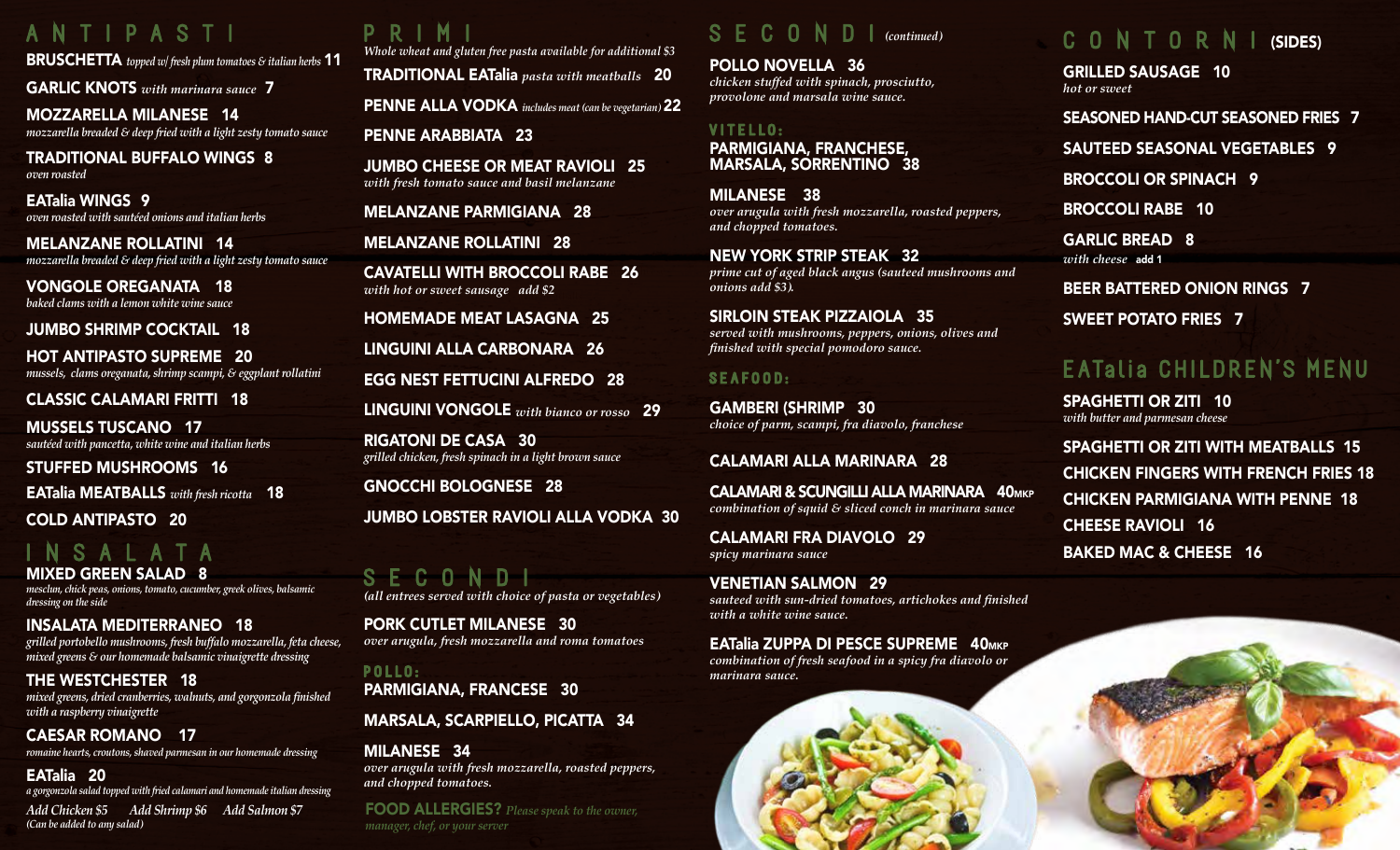# ANTIPASTI

**BRUSCHETTA** *topped w/ fresh plum tomatoes & italian herbs* **11**

**GARLIC KNOTS** *with marinara sauce* **7**

**MOZZARELLA MILANESE 14**
*mozzarella breaded & deep fried with a light zesty tomato sauce*

**TRADITIONAL BUFFALO WINGS 8**
*oven roasted*

**EATalia WINGS 9**
*oven roasted with sautéed onions and italian herbs*

**MELANZANE ROLLATINI 14**
*mozzarella breaded & deep fried with a light zesty tomato sauce*

**VONGOLE OREGANATA 18**
*baked clams with a lemon white wine sauce*

**JUMBO SHRIMP COCKTAIL 18**

**HOT ANTIPASTO SUPREME 20**
*mussels, clams oreganata, shrimp scampi, & eggplant rollatini*

**CLASSIC CALAMARI FRITTI 18**

**MUSSELS TUSCANO 17**
*sautéed with pancetta, white wine and italian herbs*

**STUFFED MUSHROOMS 16**

**EATalia MEATBALLS** *with fresh ricotta* **18**

**COLD ANTIPASTO 20**

# INSALATA

**MIXED GREEN SALAD 8**
*mesclun, chick peas, onions, tomato, cucumber, greek olives, balsamic dressing on the side*

**INSALATA MEDITERRANEO 18**
*grilled portobello mushrooms, fresh buffalo mozzarella, feta cheese, mixed greens & our homemade balsamic vinaigrette dressing*

**THE WESTCHESTER 18**
*mixed greens, dried cranberries, walnuts, and gorgonzola finished with a raspberry vinaigrette*

**CAESAR ROMANO 17**
*romaine hearts, croutons, shaved parmesan in our homemade dressing*

**EATalia 20**
*a gorgonzola salad topped with fried calamari and homemade italian dressing*

*Add Chicken $5 Add Shrimp $6 Add Salmon $7*
*(Can be added to any salad)*

# PRIMI

*Whole wheat and gluten free pasta available for additional $3*

**TRADITIONAL EATalia** *pasta with meatballs* **20**

**PENNE ALLA VODKA** *includes meat (can be vegetarian)* **22**

**PENNE ARABBIATA 23**

**JUMBO CHEESE OR MEAT RAVIOLI 25**
*with fresh tomato sauce and basil melanzane*

**MELANZANE PARMIGIANA 28**

**MELANZANE ROLLATINI 28**

**CAVATELLI WITH BROCCOLI RABE 26**
*with hot or sweet sausage add $2*

**HOMEMADE MEAT LASAGNA 25**

**LINGUINI ALLA CARBONARA 26**

**EGG NEST FETTUCINI ALFREDO 28**

**LINGUINI VONGOLE** *with bianco or rosso* **29**

**RIGATONI DE CASA 30**
*grilled chicken, fresh spinach in a light brown sauce*

**GNOCCHI BOLOGNESE 28**

**JUMBO LOBSTER RAVIOLI ALLA VODKA 30**

# SECONDI

*(all entrees served with choice of pasta or vegetables)*

**PORK CUTLET MILANESE 30**
*over arugula, fresh mozzarella and roma tomatoes*

## POLLO:

**PARMIGIANA, FRANCESE 30**

**MARSALA, SCARPIELLO, PICATTA 34**

**MILANESE 34**
*over arugula with fresh mozzarella, roasted peppers, and chopped tomatoes.*

**FOOD ALLERGIES?** *Please speak to the owner, manager, chef, or your server*

# SECONDI *(continued)*

**POLLO NOVELLA 36**
*chicken stuffed with spinach, prosciutto, provolone and marsala wine sauce.*

## VITELLO:

**PARMIGIANA, FRANCHESE, MARSALA, SORRENTINO 38**

**MILANESE 38**
*over arugula with fresh mozzarella, roasted peppers, and chopped tomatoes.*

**NEW YORK STRIP STEAK 32**
*prime cut of aged black angus (sauteed mushrooms and onions add $3).*

**SIRLOIN STEAK PIZZAIOLA 35**
*served with mushrooms, peppers, onions, olives and finished with special pomodoro sauce.*

## SEAFOOD:

**GAMBERI (SHRIMP 30**
*choice of parm, scampi, fra diavolo, franchese*

**CALAMARI ALLA MARINARA 28**

**CALAMARI & SCUNGILLI ALLA MARINARA 40MKP**
*combination of squid & sliced conch in marinara sauce*

**CALAMARI FRA DIAVOLO 29**
*spicy marinara sauce*

**VENETIAN SALMON 29**
*sauteed with sun-dried tomatoes, artichokes and finished with a white wine sauce.*

**EATalia ZUPPA DI PESCE SUPREME 40MKP**
*combination of fresh seafood in a spicy fra diavolo or marinara sauce.*

# CONTORNI (SIDES)

**GRILLED SAUSAGE 10**
*hot or sweet*

**SEASONED HAND-CUT SEASONED FRIES 7**

**SAUTEED SEASONAL VEGETABLES 9**

**BROCCOLI OR SPINACH 9**

**BROCCOLI RABE 10**

**GARLIC BREAD 8**
*with cheese* **add 1**

**BEER BATTERED ONION RINGS 7**

**SWEET POTATO FRIES 7**

# EATalia CHILDREN'S MENU

**SPAGHETTI OR ZITI 10**
*with butter and parmesan cheese*

**SPAGHETTI OR ZITI WITH MEATBALLS 15**

**CHICKEN FINGERS WITH FRENCH FRIES 18**

**CHICKEN PARMIGIANA WITH PENNE 18**

**CHEESE RAVIOLI 16**

**BAKED MAC & CHEESE 16**